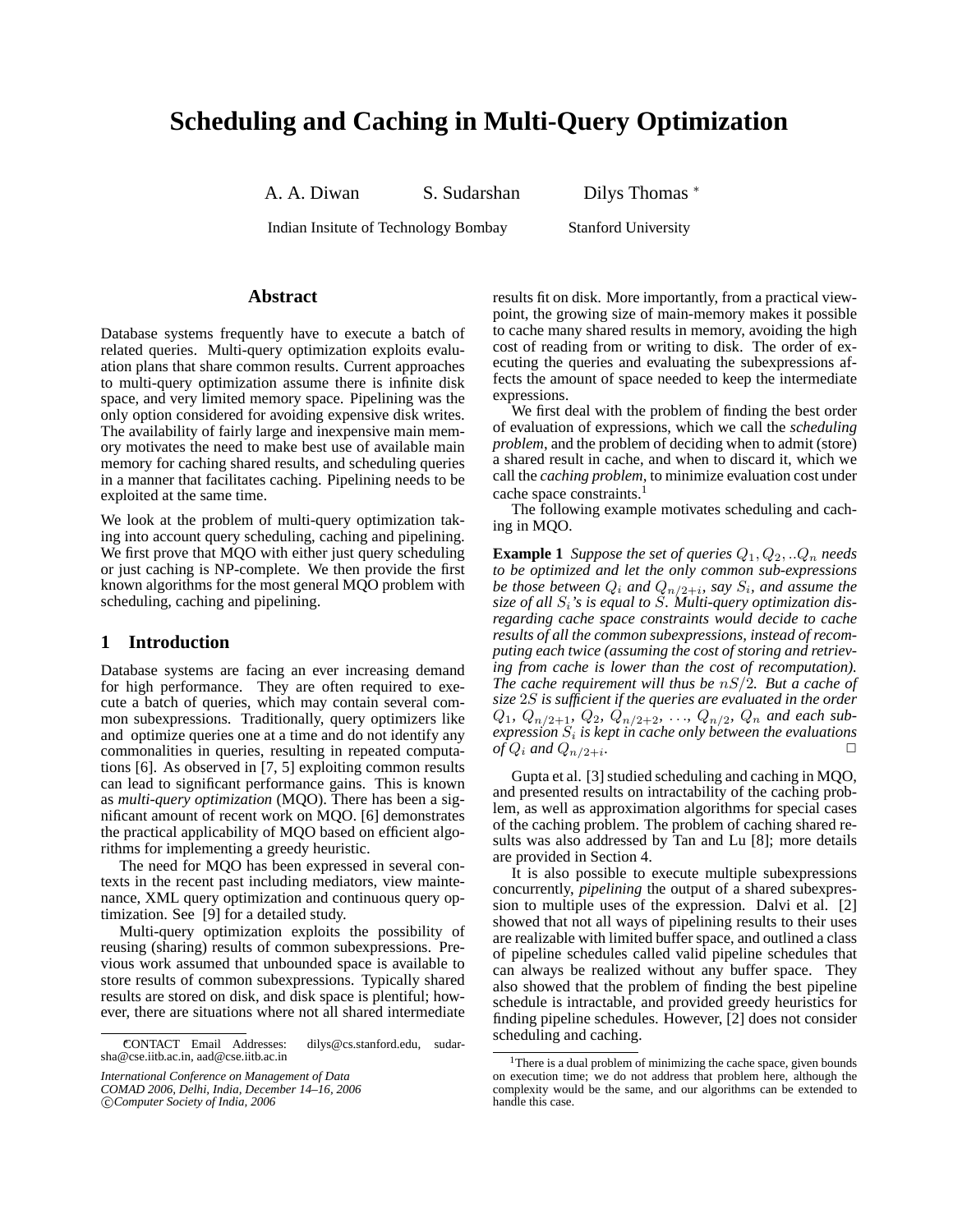# Scheduling and Caching in Multi-Query Optimization

A. A. Diwan S. Sudarshan Dilys Thomas [*]

Indian Insitute of Technology Bombay Stanford University

## Abstract

Database systems frequently have to execute a batch of related queries. Multi-query optimization exploits evaluation plans that share common results. Current approaches to multi-query optimization assume there is infinite disk space, and very limited memory space. Pipelining was the only option considered for avoiding expensive disk writes. The availability of fairly large and inexpensive main memory motivates the need to make best use of available main memory for caching shared results, and scheduling queries in a manner that facilitates caching. Pipelining needs to be exploited at the same time.

We look at the problem of multi-query optimization taking into account query scheduling, caching and pipelining. We first prove that MQO with either just query scheduling or just caching is NP-complete. We then provide the first known algorithms for the most general MQO problem with scheduling, caching and pipelining.

## 1 Introduction

Database systems are facing an ever increasing demand for high performance. They are often required to execute a batch of queries, which may contain several common subexpressions. Traditionally, query optimizers like and optimize queries one at a time and do not identify any commonalities in queries, resulting in repeated computations [6]. As observed in [7, 5] exploiting common results can lead to significant performance gains. This is known as *multi-query optimization* (MQO). There has been a significant amount of recent work on MQO. [6] demonstrates the practical applicability of MQO based on efficient algorithms for implementing a greedy heuristic.

The need for MQO has been expressed in several contexts in the recent past including mediators, view maintenance, XML query optimization and continuous query optimization. See [9] for a detailed study.

Multi-query optimization exploits the possibility of reusing (sharing) results of common subexpressions. Previous work assumed that unbounded space is available to store results of common subexpressions. Typically shared results are stored on disk, and disk space is plentiful; however, there are situations where not all shared intermediate results fit on disk. More importantly, from a practical viewpoint, the growing size of main-memory makes it possible to cache many shared results in memory, avoiding the high cost of reading from or writing to disk. The order of executing the queries and evaluating the subexpressions affects the amount of space needed to keep the intermediate expressions.

We first deal with the problem of finding the best order of evaluation of expressions, which we call the *scheduling problem*, and the problem of deciding when to admit (store) a shared result in cache, and when to discard it, which we call the *caching problem*, to minimize evaluation cost under cache space constraints.[1]

The following example motivates scheduling and caching in MQO.

**Example 1** *Suppose the set of queries $Q_1, Q_2, ..Q_n$ needs to be optimized and let the only common sub-expressions be those between $Q_i$ and $Q_{n/2+i}$, say $S_i$, and assume the size of all $S_i$'s is equal to $S$. Multi-query optimization disregarding cache space constraints would decide to cache results of all the common subexpressions, instead of recomputing each twice (assuming the cost of storing and retrieving from cache is lower than the cost of recomputation). The cache requirement will thus be $nS/2$. But a cache of size $2S$ is sufficient if the queries are evaluated in the order $Q_1$, $Q_{n/2+1}$, $Q_2$, $Q_{n/2+2}$, ..., $Q_{n/2}$, $Q_n$ and each subexpression $S_i$ is kept in cache only between the evaluations of $Q_i$ and $Q_{n/2+i}$.* □

Gupta et al. [3] studied scheduling and caching in MQO, and presented results on intractability of the caching problem, as well as approximation algorithms for special cases of the caching problem. The problem of caching shared results was also addressed by Tan and Lu [8]; more details are provided in Section 4.

It is also possible to execute multiple subexpressions concurrently, *pipelining* the output of a shared subexpression to multiple uses of the expression. Dalvi et al. [2] showed that not all ways of pipelining results to their uses are realizable with limited buffer space, and outlined a class of pipeline schedules called valid pipeline schedules that can always be realized without any buffer space. They also showed that the problem of finding the best pipeline schedule is intractable, and provided greedy heuristics for finding pipeline schedules. However, [2] does not consider scheduling and caching.

[*] CONTACT Email Addresses: dilys@cs.stanford.edu, sudarsha@cse.iitb.ac.in, aad@cse.iitb.ac.in

*International Conference on Management of Data*
*COMAD 2006, Delhi, India, December 14–16, 2006*
*©Computer Society of India, 2006*

[1] There is a dual problem of minimizing the cache space, given bounds on execution time; we do not address that problem here, although the complexity would be the same, and our algorithms can be extended to handle this case.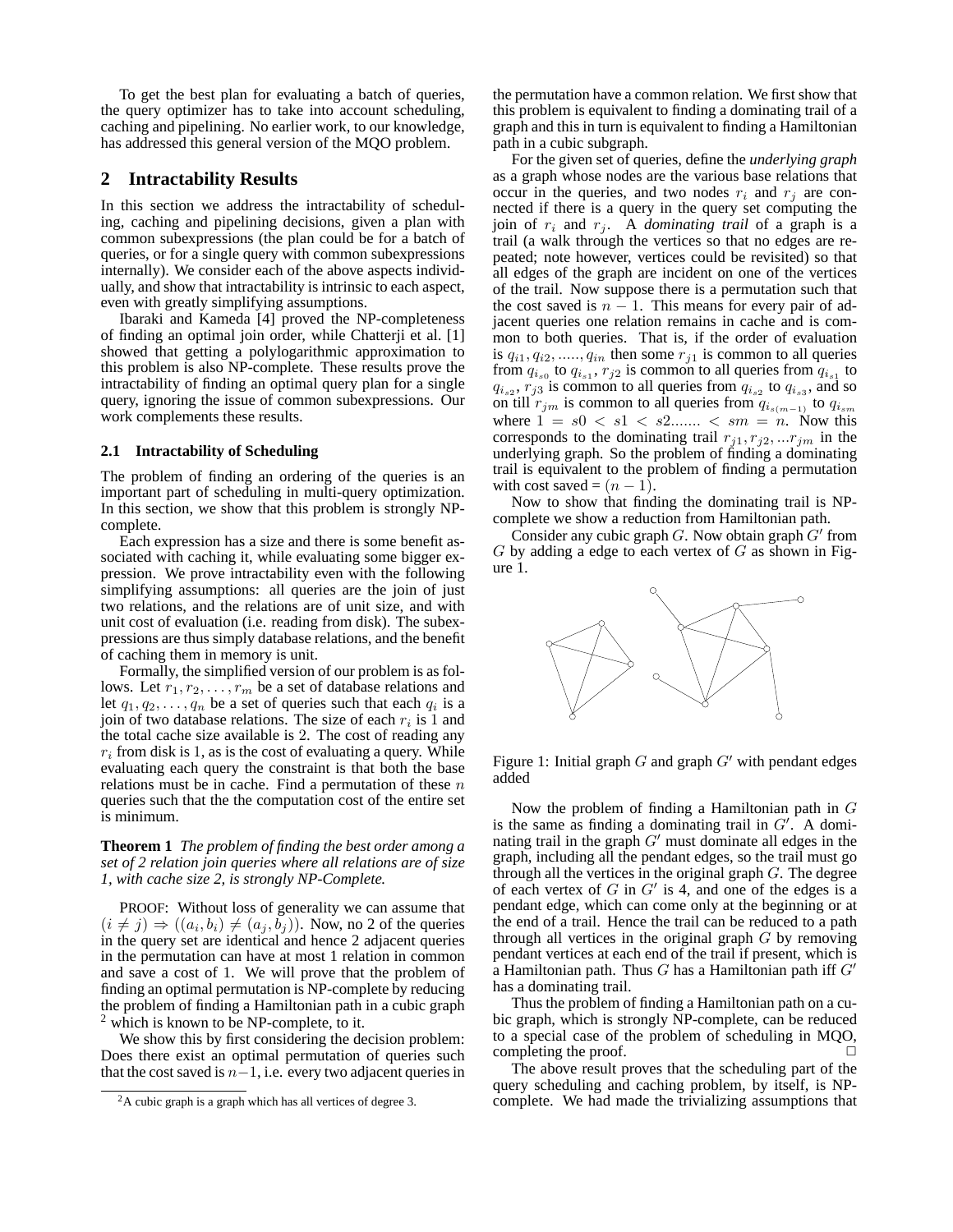To get the best plan for evaluating a batch of queries, the query optimizer has to take into account scheduling, caching and pipelining. No earlier work, to our knowledge, has addressed this general version of the MQO problem.

## 2 Intractability Results

In this section we address the intractability of scheduling, caching and pipelining decisions, given a plan with common subexpressions (the plan could be for a batch of queries, or for a single query with common subexpressions internally). We consider each of the above aspects individually, and show that intractability is intrinsic to each aspect, even with greatly simplifying assumptions.

Ibaraki and Kameda [4] proved the NP-completeness of finding an optimal join order, while Chatterji et al. [1] showed that getting a polylogarithmic approximation to this problem is also NP-complete. These results prove the intractability of finding an optimal query plan for a single query, ignoring the issue of common subexpressions. Our work complements these results.

### 2.1 Intractability of Scheduling

The problem of finding an ordering of the queries is an important part of scheduling in multi-query optimization. In this section, we show that this problem is strongly NP-complete.

Each expression has a size and there is some benefit associated with caching it, while evaluating some bigger expression. We prove intractability even with the following simplifying assumptions: all queries are the join of just two relations, and the relations are of unit size, and with unit cost of evaluation (i.e. reading from disk). The subexpressions are thus simply database relations, and the benefit of caching them in memory is unit.

Formally, the simplified version of our problem is as follows. Let $r_1, r_2, \ldots, r_m$ be a set of database relations and let $q_1, q_2, \ldots, q_n$ be a set of queries such that each $q_i$ is a join of two database relations. The size of each $r_i$ is 1 and the total cache size available is 2. The cost of reading any $r_i$ from disk is 1, as is the cost of evaluating a query. While evaluating each query the constraint is that both the base relations must be in cache. Find a permutation of these $n$ queries such that the the computation cost of the entire set is minimum.

**Theorem 1** *The problem of finding the best order among a set of 2 relation join queries where all relations are of size 1, with cache size 2, is strongly NP-Complete.*

PROOF: Without loss of generality we can assume that $(i \neq j) \Rightarrow ((a_i, b_i) \neq (a_j, b_j))$. Now, no 2 of the queries in the query set are identical and hence 2 adjacent queries in the permutation can have at most 1 relation in common and save a cost of 1. We will prove that the problem of finding an optimal permutation is NP-complete by reducing the problem of finding a Hamiltonian path in a cubic graph [2] which is known to be NP-complete, to it.

We show this by first considering the decision problem: Does there exist an optimal permutation of queries such that the cost saved is $n-1$, i.e. every two adjacent queries in the permutation have a common relation. We first show that this problem is equivalent to finding a dominating trail of a graph and this in turn is equivalent to finding a Hamiltonian path in a cubic subgraph.

For the given set of queries, define the *underlying graph* as a graph whose nodes are the various base relations that occur in the queries, and two nodes $r_i$ and $r_j$ are connected if there is a query in the query set computing the join of $r_i$ and $r_j$. A *dominating trail* of a graph is a trail (a walk through the vertices so that no edges are repeated; note however, vertices could be revisited) so that all edges of the graph are incident on one of the vertices of the trail. Now suppose there is a permutation such that the cost saved is $n-1$. This means for every pair of adjacent queries one relation remains in cache and is common to both queries. That is, if the order of evaluation is $q_{i1}, q_{i2}, \ldots, q_{in}$ then some $r_{j1}$ is common to all queries from $q_{i_{s0}}$ to $q_{i_{s1}}$, $r_{j2}$ is common to all queries from $q_{i_{s1}}$ to $q_{i_{s2}}$, $r_{j3}$ is common to all queries from $q_{i_{s2}}$ to $q_{i_{s3}}$, and so on till $r_{jm}$ is common to all queries from $q_{i_{s(m-1)}}$ to $q_{i_{sm}}$ where $1 = s0 < s1 < s2 \ldots\ldots < sm = n$. Now this corresponds to the dominating trail $r_{j1}, r_{j2}, \ldots r_{jm}$ in the underlying graph. So the problem of finding a dominating trail is equivalent to the problem of finding a permutation with cost saved = $(n-1)$.

Now to show that finding the dominating trail is NP-complete we show a reduction from Hamiltonian path.

Consider any cubic graph $G$. Now obtain graph $G'$ from $G$ by adding a edge to each vertex of $G$ as shown in Figure 1.

Figure 1: Initial graph $G$ and graph $G'$ with pendant edges added

Now the problem of finding a Hamiltonian path in $G$ is the same as finding a dominating trail in $G'$. A dominating trail in the graph $G'$ must dominate all edges in the graph, including all the pendant edges, so the trail must go through all the vertices in the original graph $G$. The degree of each vertex of $G$ in $G'$ is 4, and one of the edges is a pendant edge, which can come only at the beginning or at the end of a trail. Hence the trail can be reduced to a path through all vertices in the original graph $G$ by removing pendant vertices at each end of the trail if present, which is a Hamiltonian path. Thus $G$ has a Hamiltonian path iff $G'$ has a dominating trail.

Thus the problem of finding a Hamiltonian path on a cubic graph, which is strongly NP-complete, can be reduced to a special case of the problem of scheduling in MQO, completing the proof. □

The above result proves that the scheduling part of the query scheduling and caching problem, by itself, is NP-complete. We had made the trivializing assumptions that

[2] A cubic graph is a graph which has all vertices of degree 3.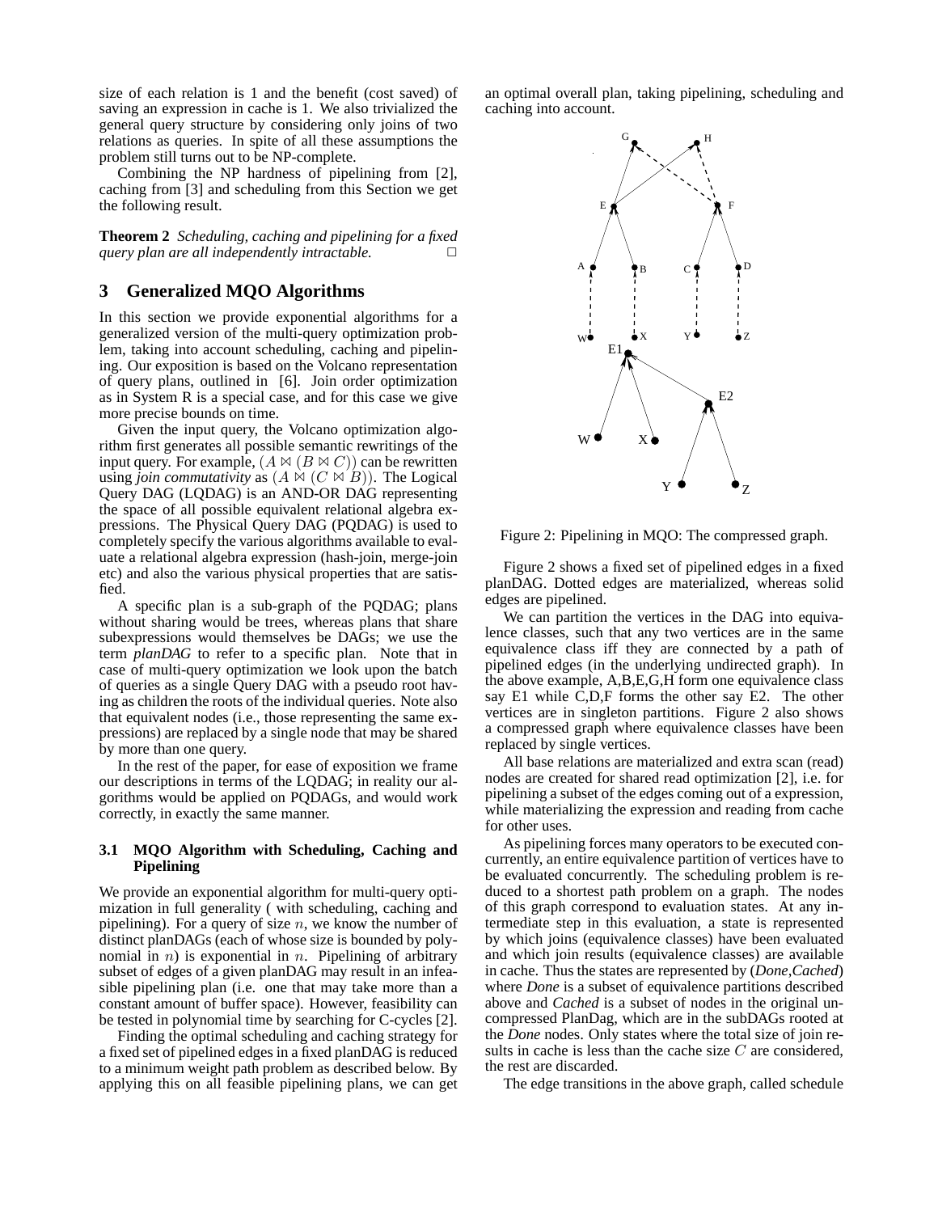size of each relation is 1 and the benefit (cost saved) of saving an expression in cache is 1. We also trivialized the general query structure by considering only joins of two relations as queries. In spite of all these assumptions the problem still turns out to be NP-complete.

Combining the NP hardness of pipelining from [2], caching from [3] and scheduling from this Section we get the following result.

**Theorem 2** *Scheduling, caching and pipelining for a fixed query plan are all independently intractable.* □

## 3 Generalized MQO Algorithms

In this section we provide exponential algorithms for a generalized version of the multi-query optimization problem, taking into account scheduling, caching and pipelining. Our exposition is based on the Volcano representation of query plans, outlined in [6]. Join order optimization as in System R is a special case, and for this case we give more precise bounds on time.

Given the input query, the Volcano optimization algorithm first generates all possible semantic rewritings of the input query. For example, $(A \bowtie (B \bowtie C))$ can be rewritten using *join commutativity* as $(A \bowtie (C \bowtie B))$. The Logical Query DAG (LQDAG) is an AND-OR DAG representing the space of all possible equivalent relational algebra expressions. The Physical Query DAG (PQDAG) is used to completely specify the various algorithms available to evaluate a relational algebra expression (hash-join, merge-join etc) and also the various physical properties that are satisfied.

A specific plan is a sub-graph of the PQDAG; plans without sharing would be trees, whereas plans that share subexpressions would themselves be DAGs; we use the term *planDAG* to refer to a specific plan. Note that in case of multi-query optimization we look upon the batch of queries as a single Query DAG with a pseudo root having as children the roots of the individual queries. Note also that equivalent nodes (i.e., those representing the same expressions) are replaced by a single node that may be shared by more than one query.

In the rest of the paper, for ease of exposition we frame our descriptions in terms of the LQDAG; in reality our algorithms would be applied on PQDAGs, and would work correctly, in exactly the same manner.

### 3.1 MQO Algorithm with Scheduling, Caching and Pipelining

We provide an exponential algorithm for multi-query optimization in full generality ( with scheduling, caching and pipelining). For a query of size $n$, we know the number of distinct planDAGs (each of whose size is bounded by polynomial in $n$) is exponential in $n$. Pipelining of arbitrary subset of edges of a given planDAG may result in an infeasible pipelining plan (i.e. one that may take more than a constant amount of buffer space). However, feasibility can be tested in polynomial time by searching for C-cycles [2].

Finding the optimal scheduling and caching strategy for a fixed set of pipelined edges in a fixed planDAG is reduced to a minimum weight path problem as described below. By applying this on all feasible pipelining plans, we can get an optimal overall plan, taking pipelining, scheduling and caching into account.

Figure 2: Pipelining in MQO: The compressed graph.

Figure 2 shows a fixed set of pipelined edges in a fixed planDAG. Dotted edges are materialized, whereas solid edges are pipelined.

We can partition the vertices in the DAG into equivalence classes, such that any two vertices are in the same equivalence class iff they are connected by a path of pipelined edges (in the underlying undirected graph). In the above example, A,B,E,G,H form one equivalence class say E1 while C,D,F forms the other say E2. The other vertices are in singleton partitions. Figure 2 also shows a compressed graph where equivalence classes have been replaced by single vertices.

All base relations are materialized and extra scan (read) nodes are created for shared read optimization [2], i.e. for pipelining a subset of the edges coming out of a expression, while materializing the expression and reading from cache for other uses.

As pipelining forces many operators to be executed concurrently, an entire equivalence partition of vertices have to be evaluated concurrently. The scheduling problem is reduced to a shortest path problem on a graph. The nodes of this graph correspond to evaluation states. At any intermediate step in this evaluation, a state is represented by which joins (equivalence classes) have been evaluated and which join results (equivalence classes) are available in cache. Thus the states are represented by (*Done*,*Cached*) where *Done* is a subset of equivalence partitions described above and *Cached* is a subset of nodes in the original uncompressed PlanDag, which are in the subDAGs rooted at the *Done* nodes. Only states where the total size of join results in cache is less than the cache size $C$ are considered, the rest are discarded.

The edge transitions in the above graph, called schedule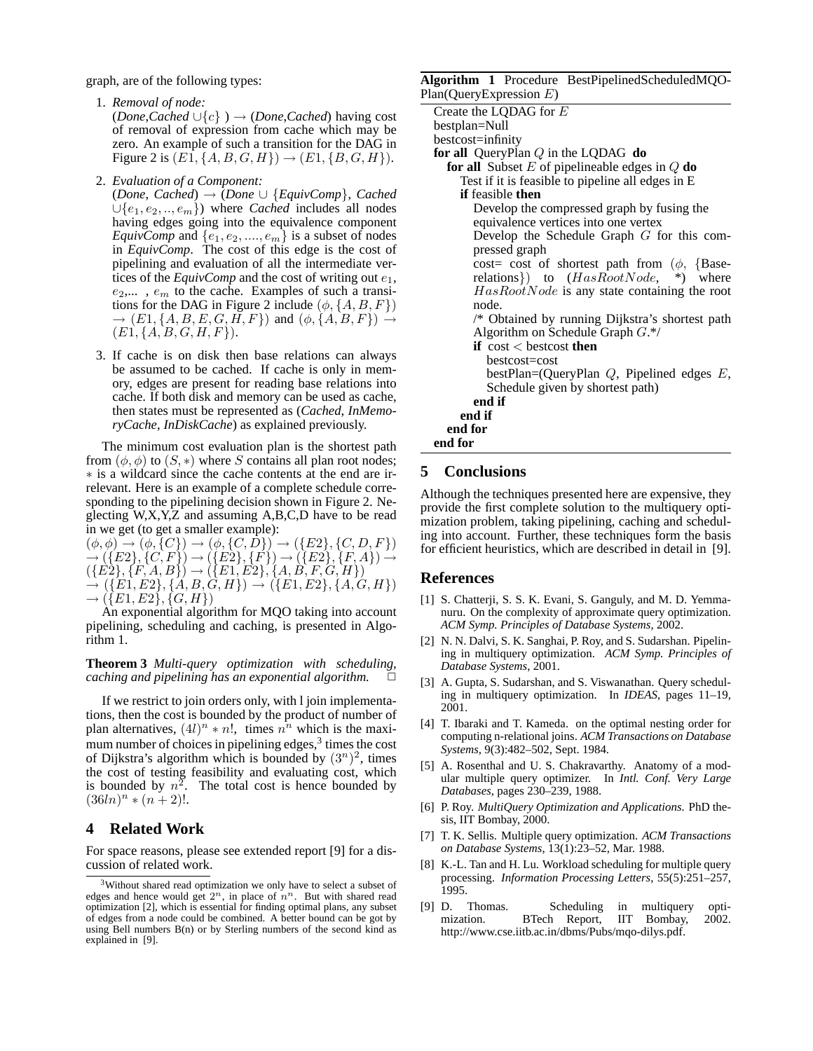graph, are of the following types:

1. *Removal of node:*
   (*Done*,*Cached* $\cup\{c\}$ ) $\rightarrow$ (*Done*,*Cached*) having cost of removal of expression from cache which may be zero. An example of such a transition for the DAG in Figure 2 is $(E1, \{A, B, G, H\}) \rightarrow (E1, \{B, G, H\})$.

2. *Evaluation of a Component:*
   (*Done*, *Cached*) $\rightarrow$ (*Done* $\cup$ {*EquivComp*}, *Cached* $\cup\{e_1, e_2, .., e_m\}$) where *Cached* includes all nodes having edges going into the equivalence component *EquivComp* and $\{e_1, e_2, ...., e_m\}$ is a subset of nodes in *EquivComp*. The cost of this edge is the cost of pipelining and evaluation of all the intermediate vertices of the *EquivComp* and the cost of writing out $e_1$, $e_2$,... , $e_m$ to the cache. Examples of such a transitions for the DAG in Figure 2 include $(\phi, \{A, B, F\}) \rightarrow (E1, \{A, B, E, G, H, F\})$ and $(\phi, \{A, B, F\}) \rightarrow (E1, \{A, B, G, H, F\})$.

3. If cache is on disk then base relations can always be assumed to be cached. If cache is only in memory, edges are present for reading base relations into cache. If both disk and memory can be used as cache, then states must be represented as (*Cached*, *InMemoryCache*, *InDiskCache*) as explained previously.

The minimum cost evaluation plan is the shortest path from $(\phi, \phi)$ to $(S, *)$ where $S$ contains all plan root nodes; $*$ is a wildcard since the cache contents at the end are irrelevant. Here is an example of a complete schedule corresponding to the pipelining decision shown in Figure 2. Neglecting W,X,Y,Z and assuming A,B,C,D have to be read in we get (to get a smaller example):
$(\phi, \phi) \rightarrow (\phi, \{C\}) \rightarrow (\phi, \{C, D\}) \rightarrow (\{E2\}, \{C, D, F\}) \rightarrow (\{E2\}, \{C, F\}) \rightarrow (\{E2\}, \{F\}) \rightarrow (\{E2\}, \{F, A\}) \rightarrow (\{E2\}, \{F, A, B\}) \rightarrow (\{E1, E2\}, \{A, B, F, G, H\}) \rightarrow (\{E1, E2\}, \{A, B, G, H\}) \rightarrow (\{E1, E2\}, \{A, G, H\}) \rightarrow (\{E1, E2\}, \{G, H\})$

An exponential algorithm for MQO taking into account pipelining, scheduling and caching, is presented in Algorithm 1.

**Theorem 3** *Multi-query optimization with scheduling, caching and pipelining has an exponential algorithm.* □

If we restrict to join orders only, with l join implementations, then the cost is bounded by the product of number of plan alternatives, $(4l)^n * n!$, times $n^n$ which is the maximum number of choices in pipelining edges,[3] times the cost of Dijkstra's algorithm which is bounded by $(3^n)^2$, times the cost of testing feasibility and evaluating cost, which is bounded by $n^2$. The total cost is hence bounded by $(36ln)^n * (n + 2)!$.

**Algorithm 1** Procedure BestPipelinedScheduledMQOPlan(QueryExpression $E$)

```
Create the LQDAG for E
bestplan=Null
bestcost=infinity
for all QueryPlan Q in the LQDAG do
  for all Subset E of pipelineable edges in Q do
    Test if it is feasible to pipeline all edges in E
    if feasible then
      Develop the compressed graph by fusing the
      equivalence vertices into one vertex
      Develop the Schedule Graph G for this compressed graph
      cost= cost of shortest path from (φ, {Base-relations}) to (HasRootNode, *) where
      HasRootNode is any state containing the root node.
      /* Obtained by running Dijkstra's shortest path
      Algorithm on Schedule Graph G.*/
      if cost < bestcost then
        bestcost=cost
        bestPlan=(QueryPlan Q, Pipelined edges E,
        Schedule given by shortest path)
      end if
    end if
  end for
end for
```

## 4 Related Work

For space reasons, please see extended report [9] for a discussion of related work.

## 5 Conclusions

Although the techniques presented here are expensive, they provide the first complete solution to the multiquery optimization problem, taking pipelining, caching and scheduling into account. Further, these techniques form the basis for efficient heuristics, which are described in detail in [9].

## References

[1] S. Chatterji, S. S. K. Evani, S. Ganguly, and M. D. Yemmanuru. On the complexity of approximate query optimization. *ACM Symp. Principles of Database Systems*, 2002.

[2] N. N. Dalvi, S. K. Sanghai, P. Roy, and S. Sudarshan. Pipelining in multiquery optimization. *ACM Symp. Principles of Database Systems*, 2001.

[3] A. Gupta, S. Sudarshan, and S. Viswanathan. Query scheduling in multiquery optimization. In *IDEAS*, pages 11–19, 2001.

[4] T. Ibaraki and T. Kameda. on the optimal nesting order for computing n-relational joins. *ACM Transactions on Database Systems*, 9(3):482–502, Sept. 1984.

[5] A. Rosenthal and U. S. Chakravarthy. Anatomy of a modular multiple query optimizer. In *Intl. Conf. Very Large Databases*, pages 230–239, 1988.

[6] P. Roy. *MultiQuery Optimization and Applications.* PhD thesis, IIT Bombay, 2000.

[7] T. K. Sellis. Multiple query optimization. *ACM Transactions on Database Systems*, 13(1):23–52, Mar. 1988.

[8] K.-L. Tan and H. Lu. Workload scheduling for multiple query processing. *Information Processing Letters*, 55(5):251–257, 1995.

[9] D. Thomas. Scheduling in multiquery optimization. BTech Report, IIT Bombay, 2002. http://www.cse.iitb.ac.in/dbms/Pubs/mqo-dilys.pdf.

[3] Without shared read optimization we only have to select a subset of edges and hence would get $2^n$, in place of $n^n$. But with shared read optimization [2], which is essential for finding optimal plans, any subset of edges from a node could be combined. A better bound can be got by using Bell numbers B(n) or by Sterling numbers of the second kind as explained in [9].